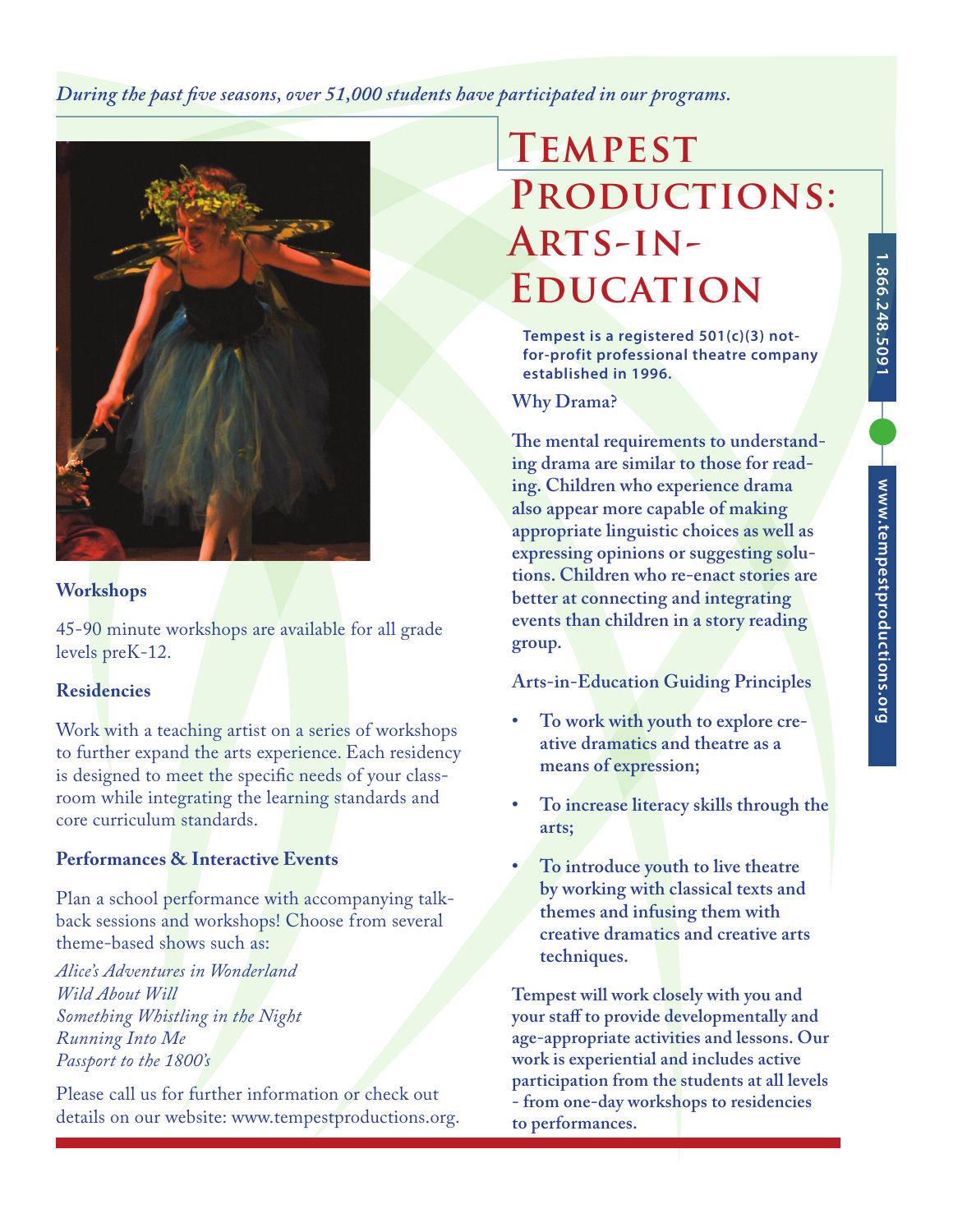*During the past five seasons, over 51,000 students have participated in our programs.*

# Tempest Productions: Arts-in-Education

**Tempest is a registered 501(c)(3) not-for-profit professional theatre company established in 1996.**

1.866.248.5091

www.tempestproductions.org

### Why Drama?

**The mental requirements to understanding drama are similar to those for reading. Children who experience drama also appear more capable of making appropriate linguistic choices as well as expressing opinions or suggesting solutions. Children who re-enact stories are better at connecting and integrating events than children in a story reading group.**

### Arts-in-Education Guiding Principles

- **To work with youth to explore creative dramatics and theatre as a means of expression;**
- **To increase literacy skills through the arts;**
- **To introduce youth to live theatre by working with classical texts and themes and infusing them with creative dramatics and creative arts techniques.**

**Tempest will work closely with you and your staff to provide developmentally and age-appropriate activities and lessons. Our work is experiential and includes active participation from the students at all levels - from one-day workshops to residencies to performances.**

### Workshops

45-90 minute workshops are available for all grade levels preK-12.

### Residencies

Work with a teaching artist on a series of workshops to further expand the arts experience. Each residency is designed to meet the specific needs of your classroom while integrating the learning standards and core curriculum standards.

### Performances & Interactive Events

Plan a school performance with accompanying talk-back sessions and workshops! Choose from several theme-based shows such as:

*Alice's Adventures in Wonderland*
*Wild About Will*
*Something Whistling in the Night*
*Running Into Me*
*Passport to the 1800's*

Please call us for further information or check out details on our website: www.tempestproductions.org.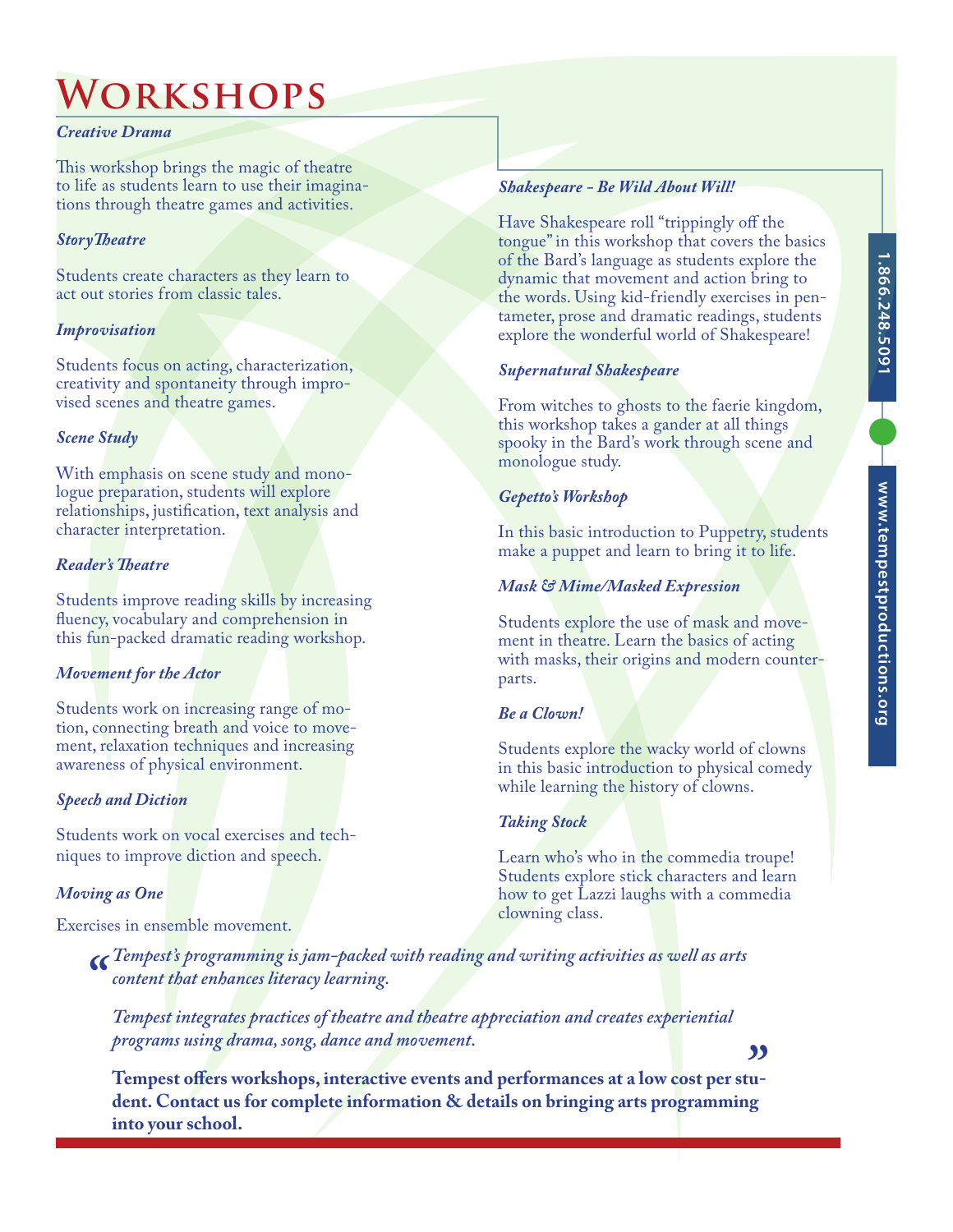# Workshops

***Creative Drama***

This workshop brings the magic of theatre to life as students learn to use their imaginations through theatre games and activities.

***StoryTheatre***

Students create characters as they learn to act out stories from classic tales.

***Improvisation***

Students focus on acting, characterization, creativity and spontaneity through improvised scenes and theatre games.

***Scene Study***

With emphasis on scene study and monologue preparation, students will explore relationships, justification, text analysis and character interpretation.

***Reader's Theatre***

Students improve reading skills by increasing fluency, vocabulary and comprehension in this fun-packed dramatic reading workshop.

***Movement for the Actor***

Students work on increasing range of motion, connecting breath and voice to movement, relaxation techniques and increasing awareness of physical environment.

***Speech and Diction***

Students work on vocal exercises and techniques to improve diction and speech.

***Moving as One***

Exercises in ensemble movement.

***Shakespeare - Be Wild About Will!***

Have Shakespeare roll "trippingly off the tongue" in this workshop that covers the basics of the Bard's language as students explore the dynamic that movement and action bring to the words. Using kid-friendly exercises in pentameter, prose and dramatic readings, students explore the wonderful world of Shakespeare!

***Supernatural Shakespeare***

From witches to ghosts to the faerie kingdom, this workshop takes a gander at all things spooky in the Bard's work through scene and monologue study.

***Gepetto's Workshop***

In this basic introduction to Puppetry, students make a puppet and learn to bring it to life.

***Mask & Mime/Masked Expression***

Students explore the use of mask and movement in theatre. Learn the basics of acting with masks, their origins and modern counterparts.

***Be a Clown!***

Students explore the wacky world of clowns in this basic introduction to physical comedy while learning the history of clowns.

***Taking Stock***

Learn who's who in the commedia troupe! Students explore stick characters and learn how to get Lazzi laughs with a commedia clowning class.

1.866.248.5091

www.tempestproductions.org

> *"Tempest's programming is jam-packed with reading and writing activities as well as arts content that enhances literacy learning.*
>
> *Tempest integrates practices of theatre and theatre appreciation and creates experiential programs using drama, song, dance and movement."*

**Tempest offers workshops, interactive events and performances at a low cost per student. Contact us for complete information & details on bringing arts programming into your school.**